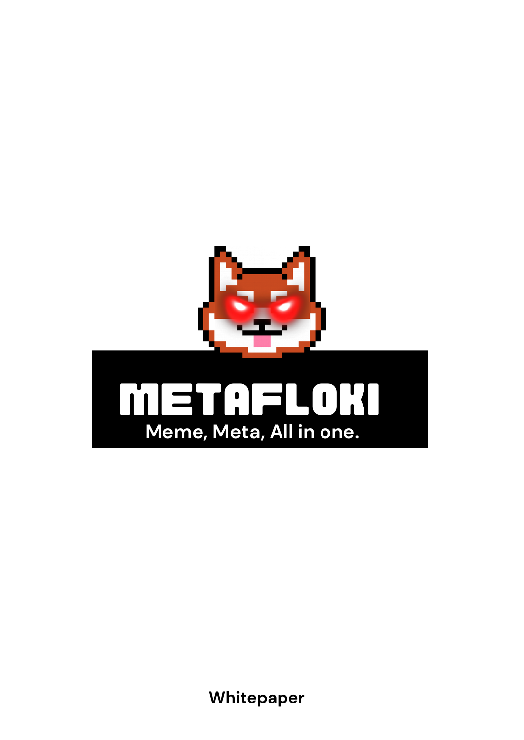# METAFLOKI

Meme, Meta, All in one.

Whitepaper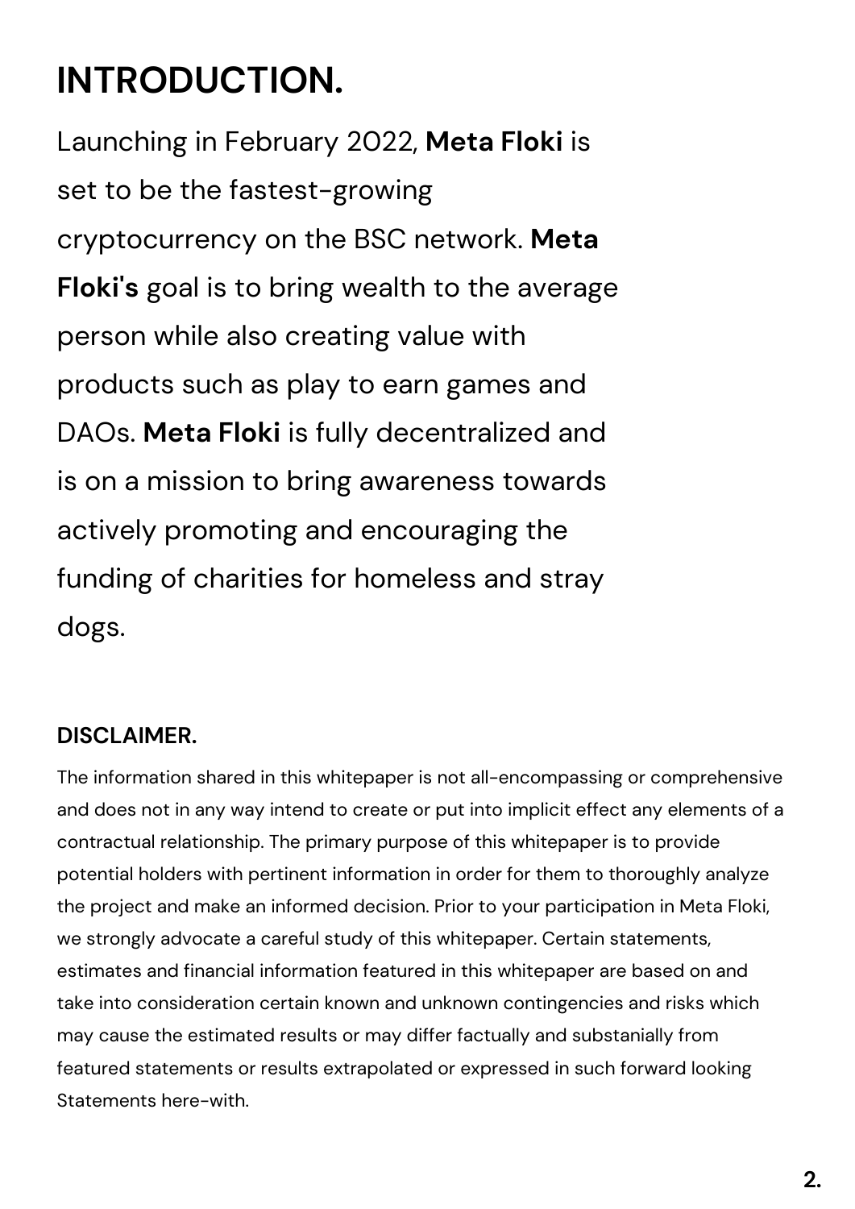# INTRODUCTION.

Launching in February 2022, **Meta Floki** is set to be the fastest-growing cryptocurrency on the BSC network. **Meta Floki's** goal is to bring wealth to the average person while also creating value with products such as play to earn games and DAOs. **Meta Floki** is fully decentralized and is on a mission to bring awareness towards actively promoting and encouraging the funding of charities for homeless and stray dogs.

### DISCLAIMER.

The information shared in this whitepaper is not all-encompassing or comprehensive and does not in any way intend to create or put into implicit effect any elements of a contractual relationship. The primary purpose of this whitepaper is to provide potential holders with pertinent information in order for them to thoroughly analyze the project and make an informed decision. Prior to your participation in Meta Floki, we strongly advocate a careful study of this whitepaper. Certain statements, estimates and financial information featured in this whitepaper are based on and take into consideration certain known and unknown contingencies and risks which may cause the estimated results or may differ factually and substanially from featured statements or results extrapolated or expressed in such forward looking Statements here-with.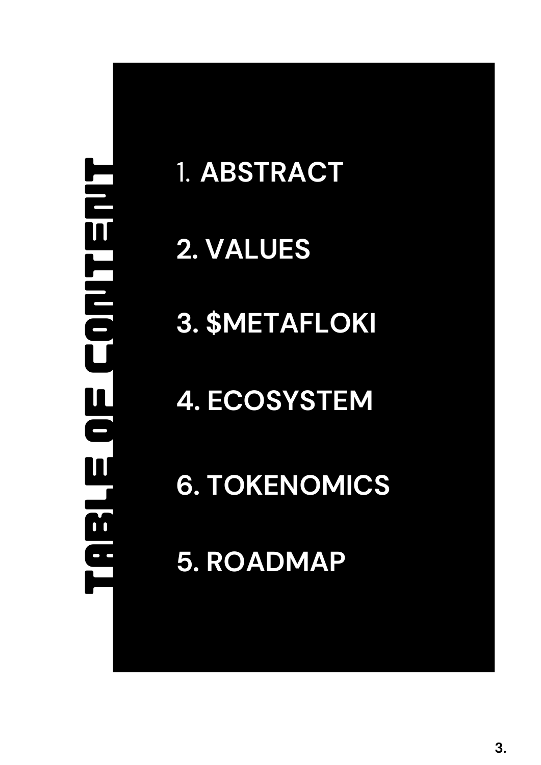# TABLE OF CONTENT

1. ABSTRACT

2. VALUES

3. $METAFLOKI

4. ECOSYSTEM

6. TOKENOMICS

5. ROADMAP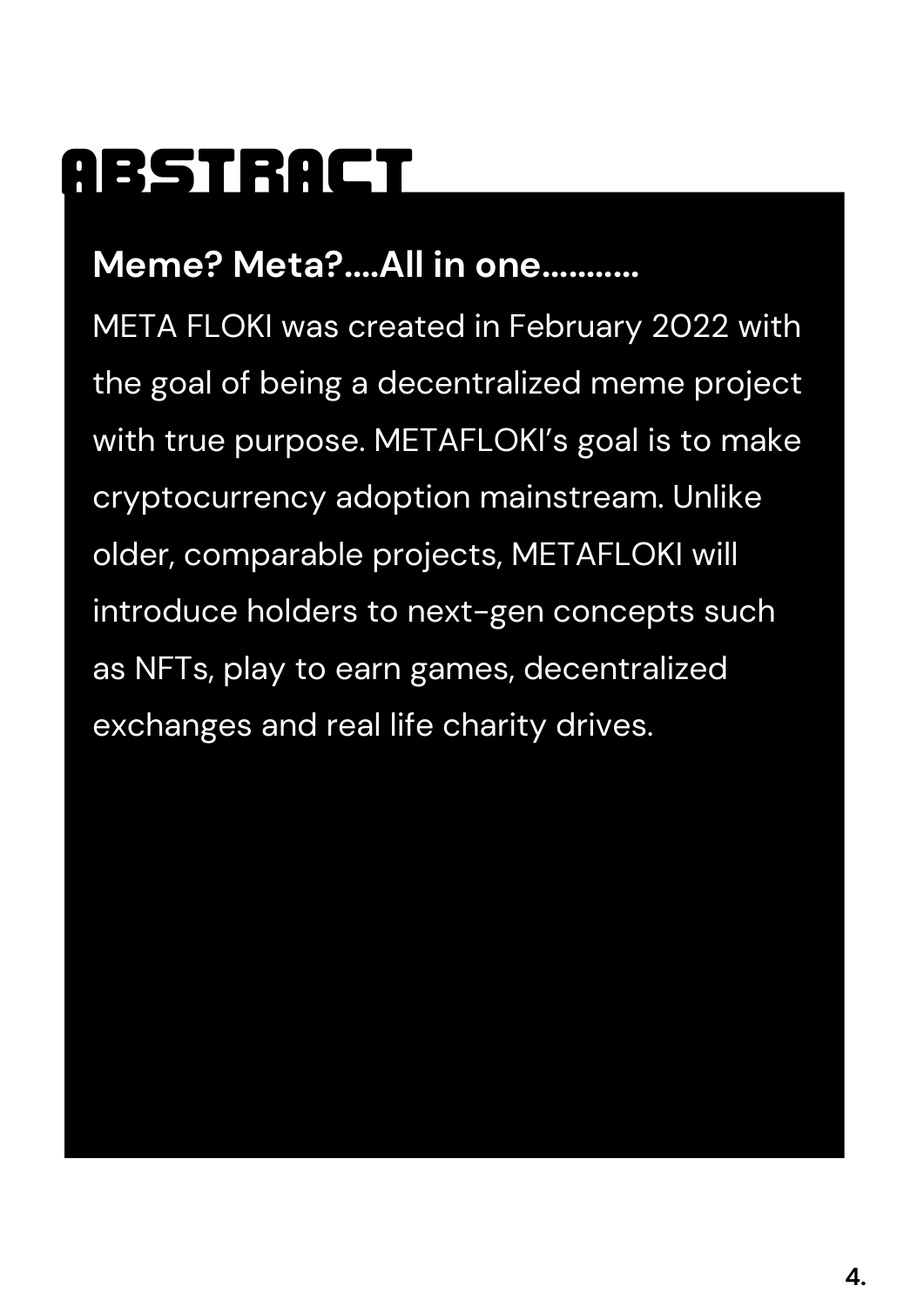# ABSTRACT

**Meme? Meta?....All in one...........**

META FLOKI was created in February 2022 with the goal of being a decentralized meme project with true purpose. METAFLOKI's goal is to make cryptocurrency adoption mainstream. Unlike older, comparable projects, METAFLOKI will introduce holders to next-gen concepts such as NFTs, play to earn games, decentralized exchanges and real life charity drives.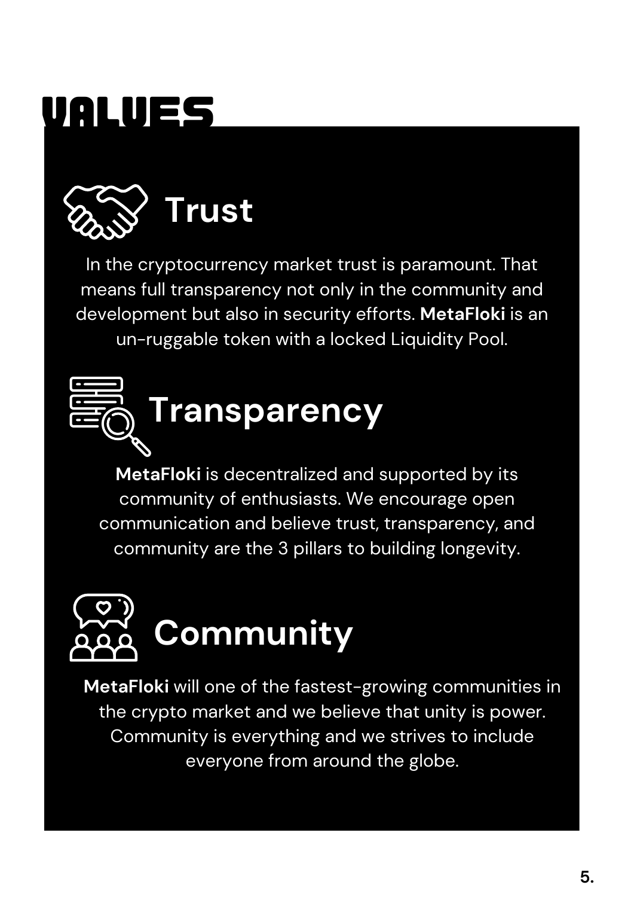# VALUES

## Trust

In the cryptocurrency market trust is paramount. That means full transparency not only in the community and development but also in security efforts. **MetaFloki** is an un-ruggable token with a locked Liquidity Pool.

## Transparency

**MetaFloki** is decentralized and supported by its community of enthusiasts. We encourage open communication and believe trust, transparency, and community are the 3 pillars to building longevity.

## Community

**MetaFloki** will one of the fastest-growing communities in the crypto market and we believe that unity is power. Community is everything and we strives to include everyone from around the globe.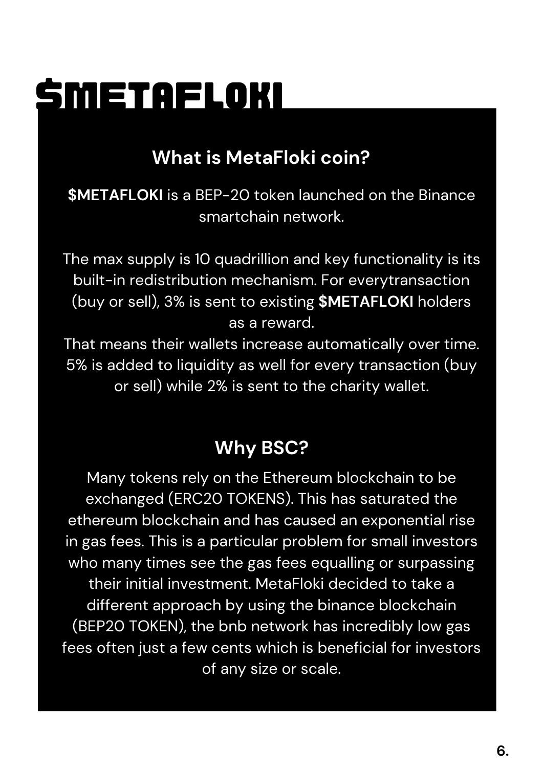# $METAFLOKI

## What is MetaFloki coin?

**$METAFLOKI** is a BEP-20 token launched on the Binance smartchain network.

The max supply is 10 quadrillion and key functionality is its built-in redistribution mechanism. For everytransaction (buy or sell), 3% is sent to existing **$METAFLOKI** holders as a reward.
That means their wallets increase automatically over time. 5% is added to liquidity as well for every transaction (buy or sell) while 2% is sent to the charity wallet.

## Why BSC?

Many tokens rely on the Ethereum blockchain to be exchanged (ERC20 TOKENS). This has saturated the ethereum blockchain and has caused an exponential rise in gas fees. This is a particular problem for small investors who many times see the gas fees equalling or surpassing their initial investment. MetaFloki decided to take a different approach by using the binance blockchain (BEP20 TOKEN), the bnb network has incredibly low gas fees often just a few cents which is beneficial for investors of any size or scale.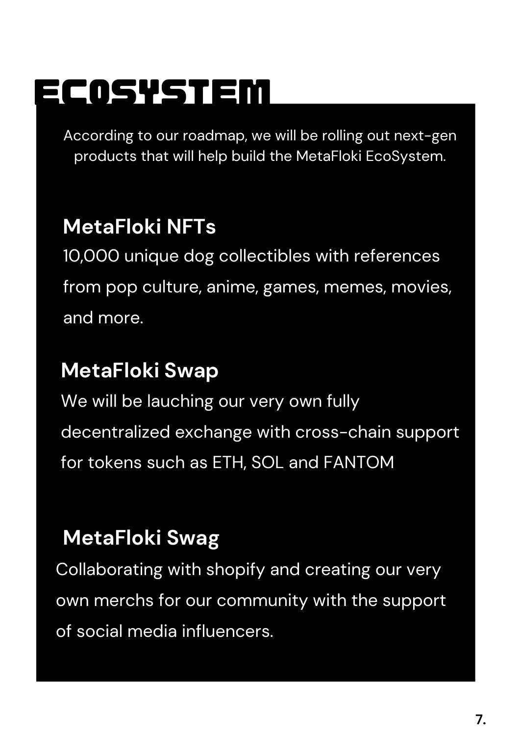# ECOSYSTEM

According to our roadmap, we will be rolling out next-gen products that will help build the MetaFloki EcoSystem.

## MetaFloki NFTs

10,000 unique dog collectibles with references from pop culture, anime, games, memes, movies, and more.

## MetaFloki Swap

We will be lauching our very own fully decentralized exchange with cross-chain support for tokens such as ETH, SOL and FANTOM

## MetaFloki Swag

Collaborating with shopify and creating our very own merchs for our community with the support of social media influencers.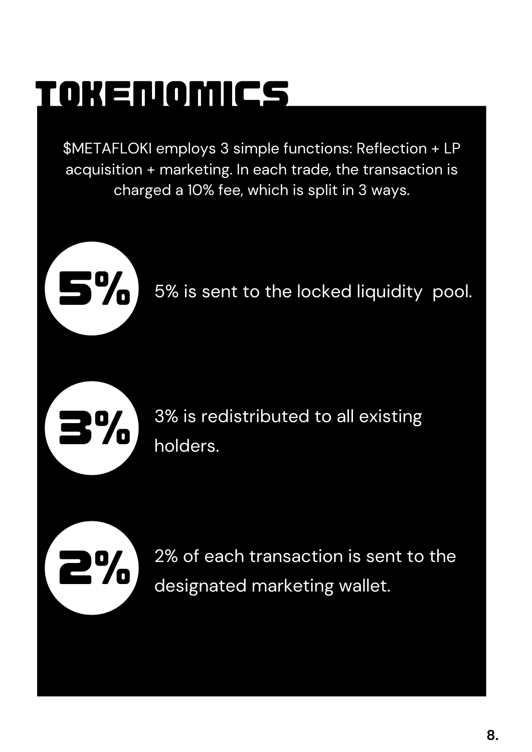# TOKENOMICS

$METAFLOKI employs 3 simple functions: Reflection + LP acquisition + marketing. In each trade, the transaction is charged a 10% fee, which is split in 3 ways.

**5%** — 5% is sent to the locked liquidity pool.

**3%** — 3% is redistributed to all existing holders.

**2%** — 2% of each transaction is sent to the designated marketing wallet.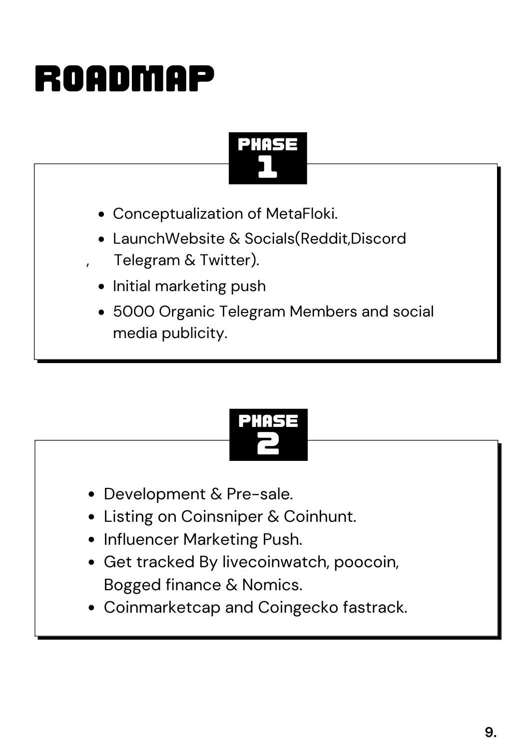# ROADMAP

## PHASE 1

- Conceptualization of MetaFloki.
- LaunchWebsite & Socials(Reddit,Discord, Telegram & Twitter).
- Initial marketing push
- 5000 Organic Telegram Members and social media publicity.

## PHASE 2

- Development & Pre-sale.
- Listing on Coinsniper & Coinhunt.
- Influencer Marketing Push.
- Get tracked By livecoinwatch, poocoin, Bogged finance & Nomics.
- Coinmarketcap and Coingecko fastrack.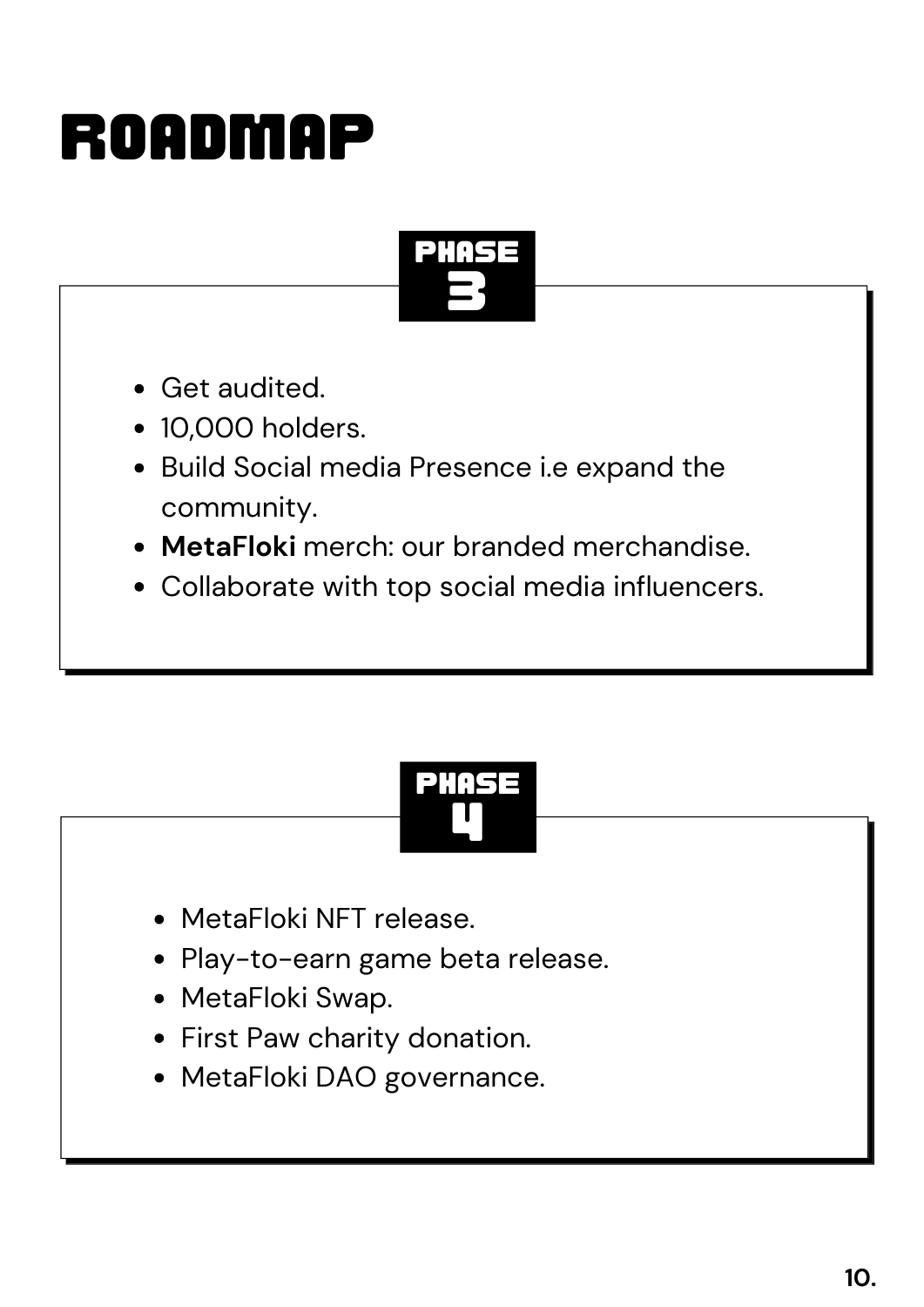# ROADMAP

## PHASE 3

- Get audited.
- 10,000 holders.
- Build Social media Presence i.e expand the community.
- **MetaFloki** merch: our branded merchandise.
- Collaborate with top social media influencers.

## PHASE 4

- MetaFloki NFT release.
- Play-to-earn game beta release.
- MetaFloki Swap.
- First Paw charity donation.
- MetaFloki DAO governance.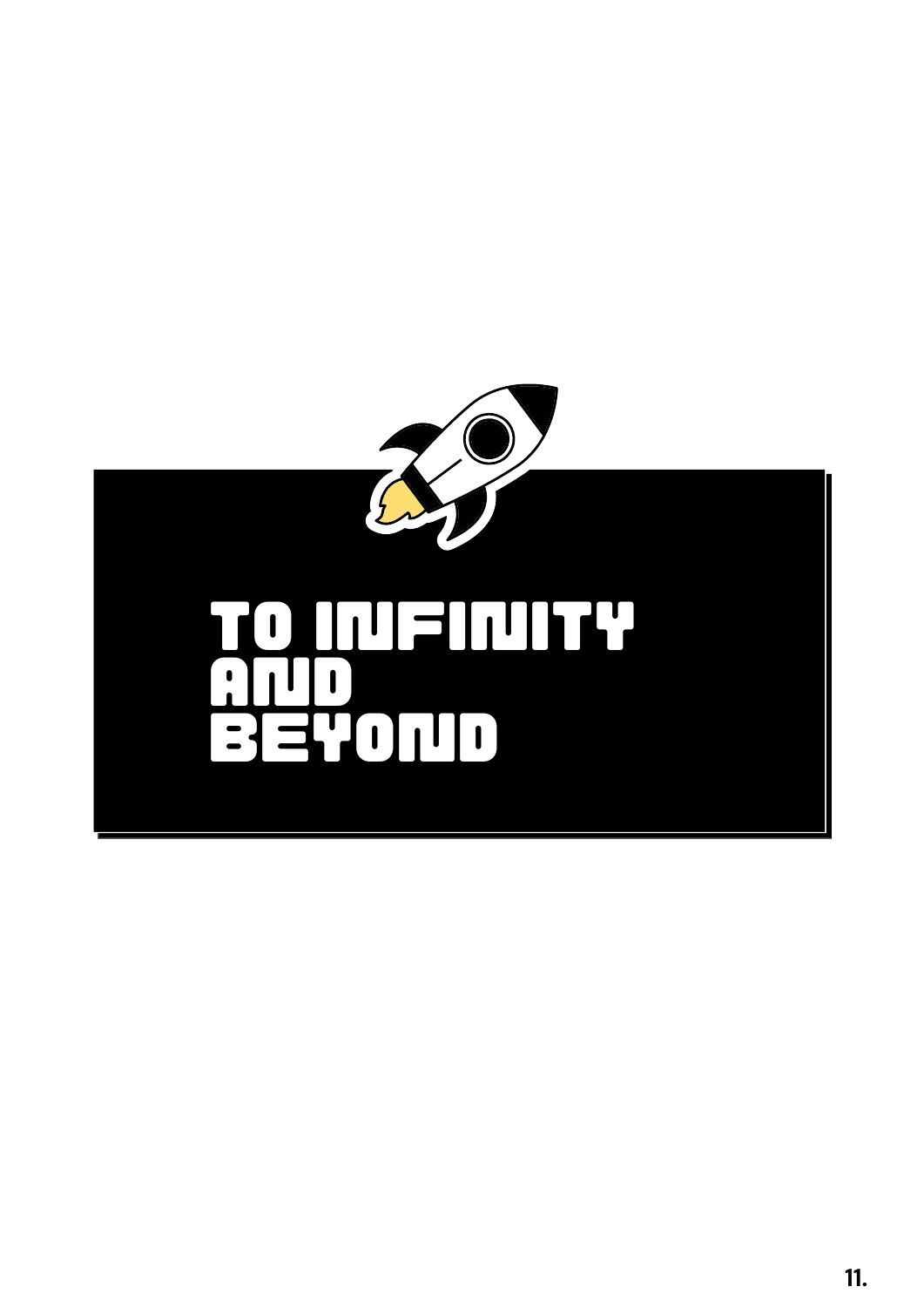# TO INFINITY AND BEYOND